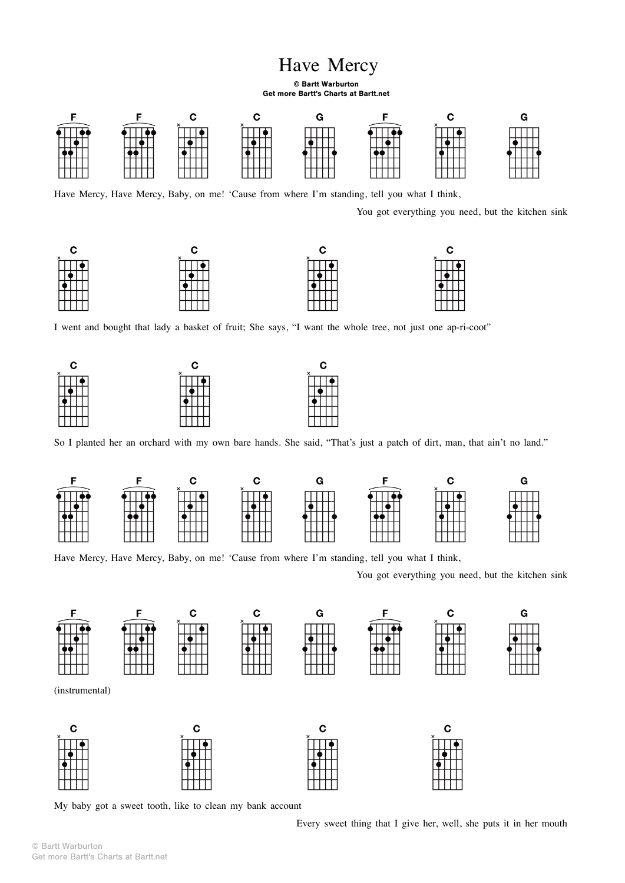# Have Mercy

**© Bartt Warburton**
**Get more Bartt's Charts at Bartt.net**

F F C C G F C G

Have Mercy, Have Mercy, Baby, on me! 'Cause from where I'm standing, tell you what I think,

You got everything you need, but the kitchen sink

C C C C

I went and bought that lady a basket of fruit; She says, "I want the whole tree, not just one ap-ri-coot"

C C C

So I planted her an orchard with my own bare hands. She said, "That's just a patch of dirt, man, that ain't no land."

F F C C G F C G

Have Mercy, Have Mercy, Baby, on me! 'Cause from where I'm standing, tell you what I think,

You got everything you need, but the kitchen sink

F F C C G F C G

(instrumental)

C C C C

My baby got a sweet tooth, like to clean my bank account

Every sweet thing that I give her, well, she puts it in her mouth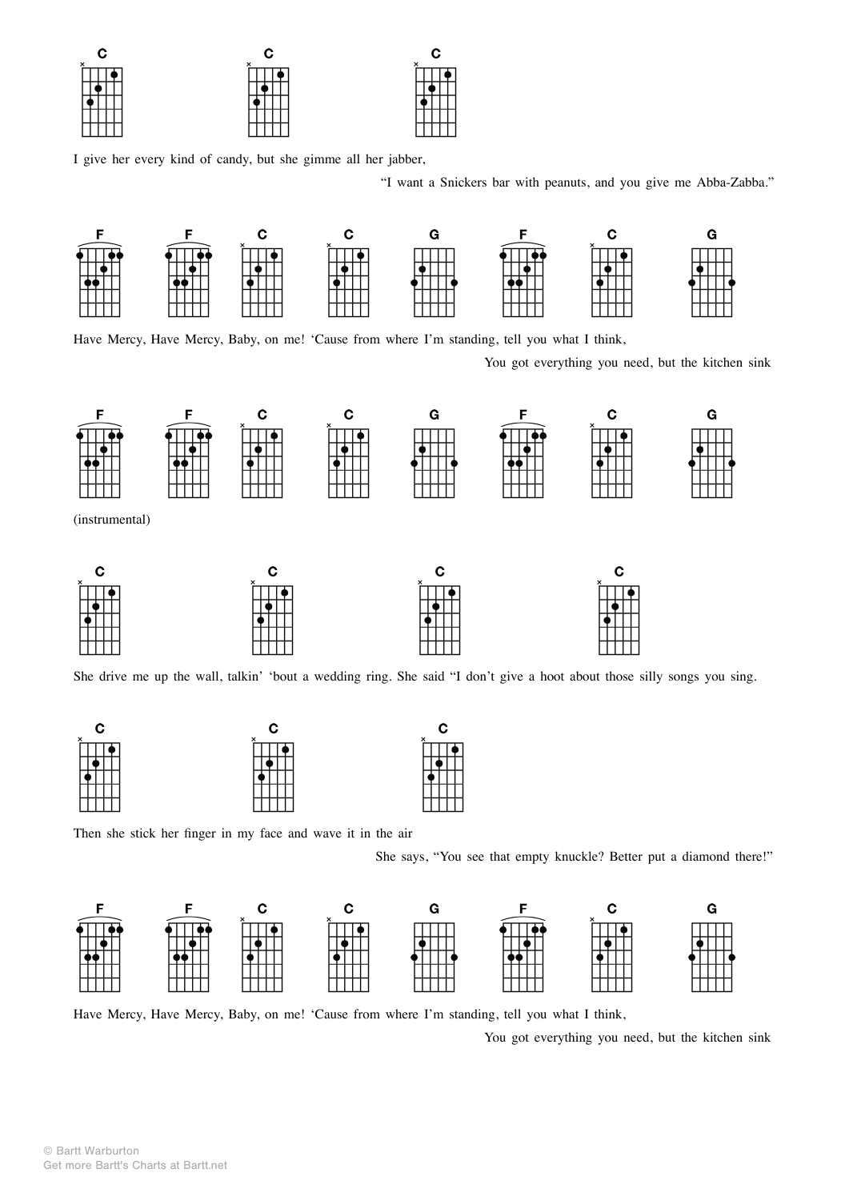C C C

I give her every kind of candy, but she gimme all her jabber,

"I want a Snickers bar with peanuts, and you give me Abba-Zabba."

F F C C G F C G

Have Mercy, Have Mercy, Baby, on me! 'Cause from where I'm standing, tell you what I think,

You got everything you need, but the kitchen sink

F F C C G F C G

(instrumental)

C C C C

She drive me up the wall, talkin' 'bout a wedding ring. She said "I don't give a hoot about those silly songs you sing.

C C C

Then she stick her finger in my face and wave it in the air

She says, "You see that empty knuckle? Better put a diamond there!"

F F C C G F C G

Have Mercy, Have Mercy, Baby, on me! 'Cause from where I'm standing, tell you what I think,

You got everything you need, but the kitchen sink

© Bartt Warburton
Get more Bartt's Charts at Bartt.net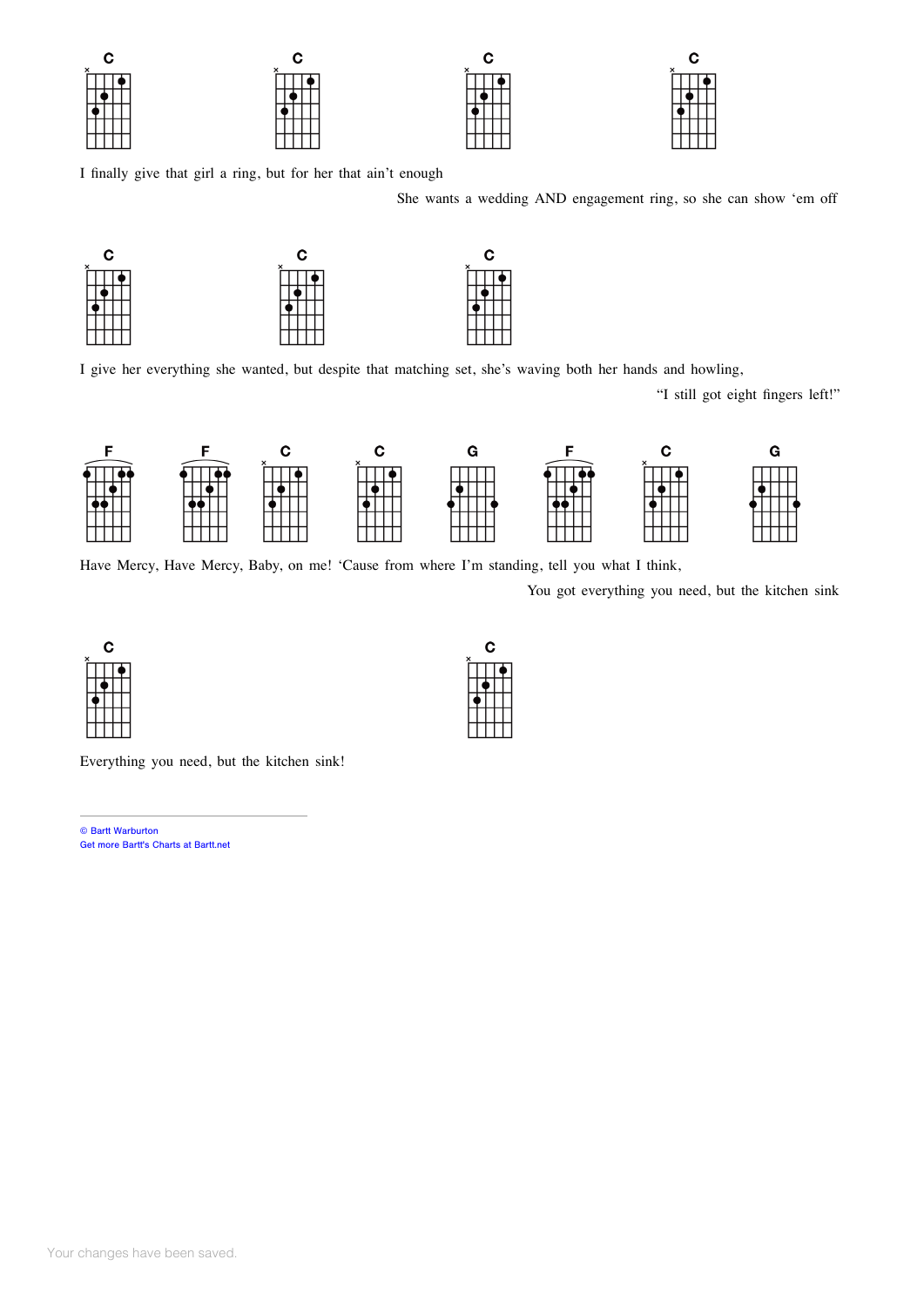C C C C

I finally give that girl a ring, but for her that ain't enough

She wants a wedding AND engagement ring, so she can show 'em off

C C C

I give her everything she wanted, but despite that matching set, she's waving both her hands and howling,

"I still got eight fingers left!"

F F C C G F C G

Have Mercy, Have Mercy, Baby, on me! 'Cause from where I'm standing, tell you what I think,

You got everything you need, but the kitchen sink

C C

Everything you need, but the kitchen sink!

---

© Bartt Warburton
Get more Bartt's Charts at Bartt.net

Your changes have been saved.